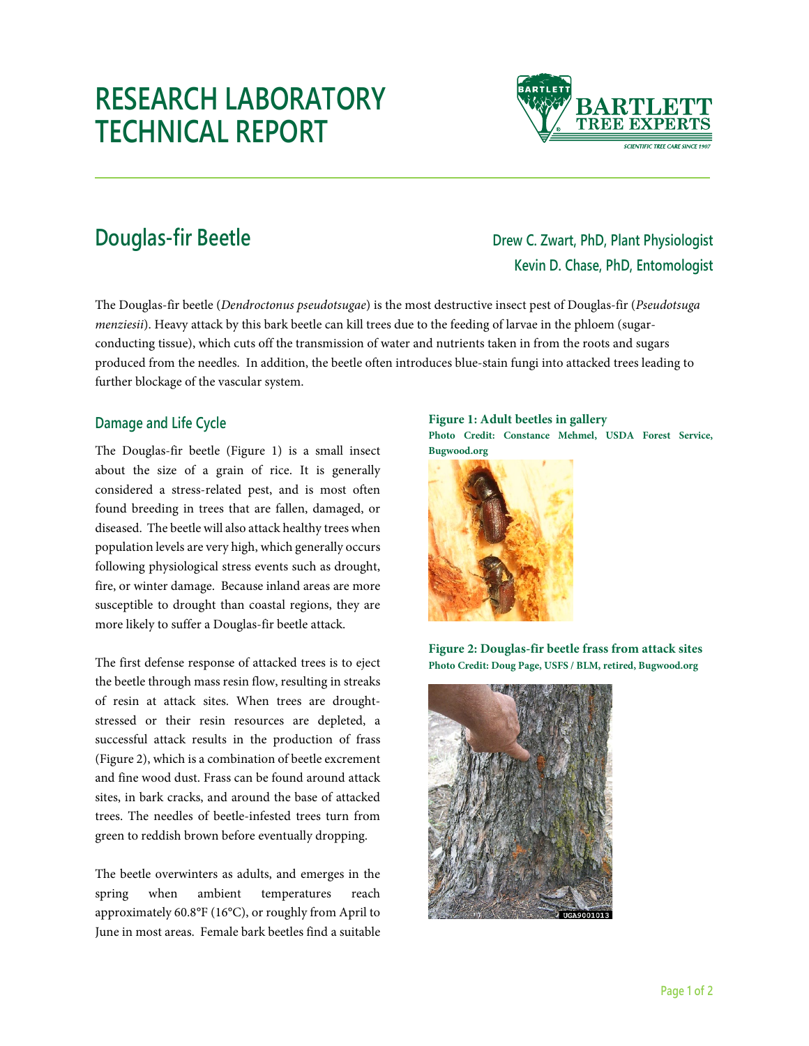# RESEARCH LABORATORY TECHNICAL REPORT

## Douglas-fir Beetle

**Drew C. Zwart, PhD, Plant Physiologist**
**Kevin D. Chase, PhD, Entomologist**

The Douglas-fir beetle (*Dendroctonus pseudotsugae*) is the most destructive insect pest of Douglas-fir (*Pseudotsuga menziesii*). Heavy attack by this bark beetle can kill trees due to the feeding of larvae in the phloem (sugar-conducting tissue), which cuts off the transmission of water and nutrients taken in from the roots and sugars produced from the needles. In addition, the beetle often introduces blue-stain fungi into attacked trees leading to further blockage of the vascular system.

### Damage and Life Cycle

The Douglas-fir beetle (Figure 1) is a small insect about the size of a grain of rice. It is generally considered a stress-related pest, and is most often found breeding in trees that are fallen, damaged, or diseased. The beetle will also attack healthy trees when population levels are very high, which generally occurs following physiological stress events such as drought, fire, or winter damage. Because inland areas are more susceptible to drought than coastal regions, they are more likely to suffer a Douglas-fir beetle attack.

**Figure 1: Adult beetles in gallery**
**Photo Credit: Constance Mehmel, USDA Forest Service, Bugwood.org**

The first defense response of attacked trees is to eject the beetle through mass resin flow, resulting in streaks of resin at attack sites. When trees are drought-stressed or their resin resources are depleted, a successful attack results in the production of frass (Figure 2), which is a combination of beetle excrement and fine wood dust. Frass can be found around attack sites, in bark cracks, and around the base of attacked trees. The needles of beetle-infested trees turn from green to reddish brown before eventually dropping.

**Figure 2: Douglas-fir beetle frass from attack sites**
**Photo Credit: Doug Page, USFS / BLM, retired, Bugwood.org**

The beetle overwinters as adults, and emerges in the spring when ambient temperatures reach approximately 60.8°F (16°C), or roughly from April to June in most areas. Female bark beetles find a suitable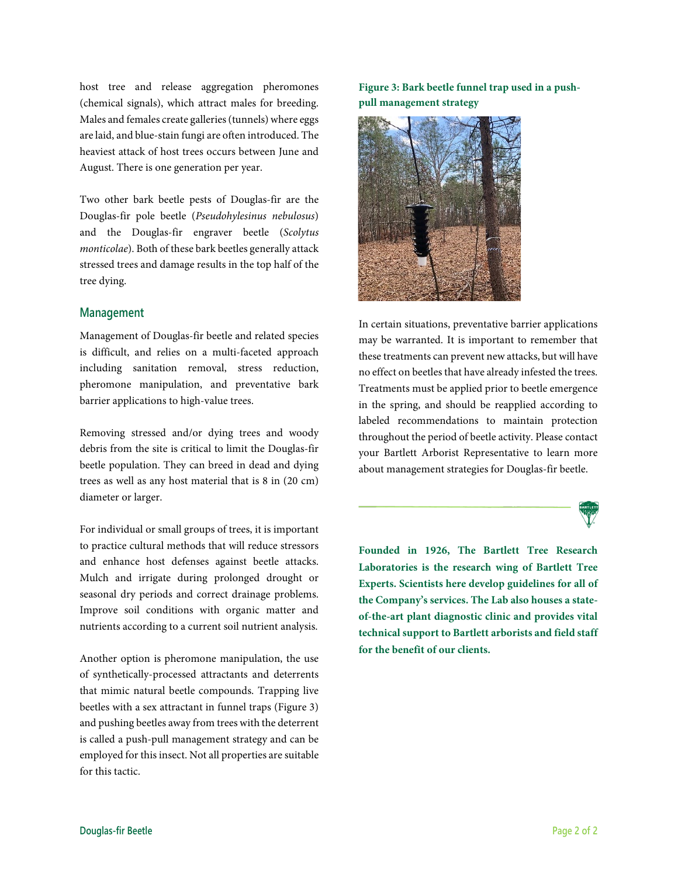host tree and release aggregation pheromones (chemical signals), which attract males for breeding. Males and females create galleries (tunnels) where eggs are laid, and blue-stain fungi are often introduced. The heaviest attack of host trees occurs between June and August. There is one generation per year.

Two other bark beetle pests of Douglas-fir are the Douglas-fir pole beetle (*Pseudohylesinus nebulosus*) and the Douglas-fir engraver beetle (*Scolytus monticolae*). Both of these bark beetles generally attack stressed trees and damage results in the top half of the tree dying.

## Management

Management of Douglas-fir beetle and related species is difficult, and relies on a multi-faceted approach including sanitation removal, stress reduction, pheromone manipulation, and preventative bark barrier applications to high-value trees.

Removing stressed and/or dying trees and woody debris from the site is critical to limit the Douglas-fir beetle population. They can breed in dead and dying trees as well as any host material that is 8 in (20 cm) diameter or larger.

For individual or small groups of trees, it is important to practice cultural methods that will reduce stressors and enhance host defenses against beetle attacks. Mulch and irrigate during prolonged drought or seasonal dry periods and correct drainage problems. Improve soil conditions with organic matter and nutrients according to a current soil nutrient analysis.

Another option is pheromone manipulation, the use of synthetically-processed attractants and deterrents that mimic natural beetle compounds. Trapping live beetles with a sex attractant in funnel traps (Figure 3) and pushing beetles away from trees with the deterrent is called a push-pull management strategy and can be employed for this insect. Not all properties are suitable for this tactic.

**Figure 3: Bark beetle funnel trap used in a push-pull management strategy**

In certain situations, preventative barrier applications may be warranted. It is important to remember that these treatments can prevent new attacks, but will have no effect on beetles that have already infested the trees. Treatments must be applied prior to beetle emergence in the spring, and should be reapplied according to labeled recommendations to maintain protection throughout the period of beetle activity. Please contact your Bartlett Arborist Representative to learn more about management strategies for Douglas-fir beetle.

---

**Founded in 1926, The Bartlett Tree Research Laboratories is the research wing of Bartlett Tree Experts. Scientists here develop guidelines for all of the Company's services. The Lab also houses a state-of-the-art plant diagnostic clinic and provides vital technical support to Bartlett arborists and field staff for the benefit of our clients.**